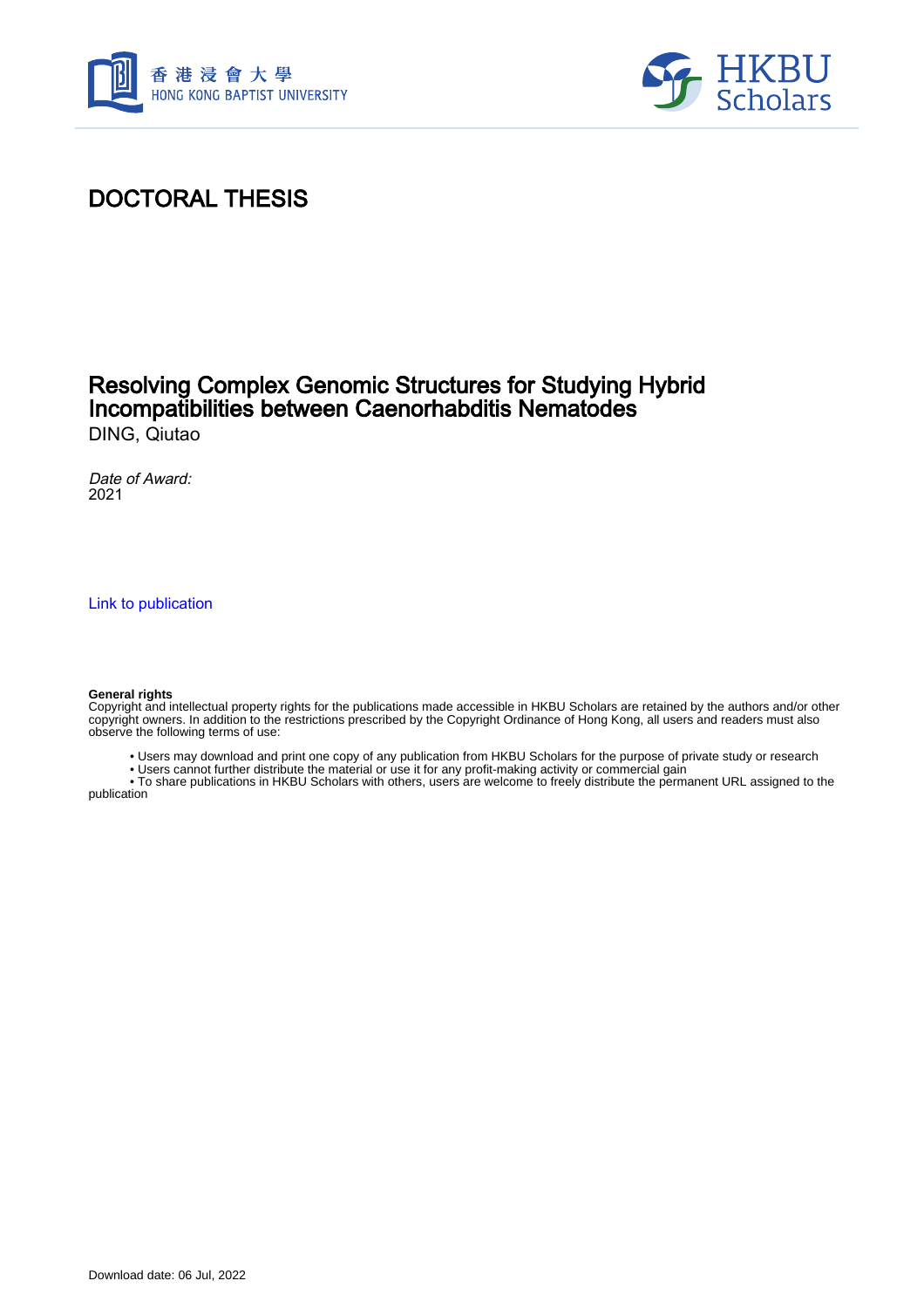# DOCTORAL THESIS

## Resolving Complex Genomic Structures for Studying Hybrid Incompatibilities between Caenorhabditis Nematodes

DING, Qiutao

*Date of Award:*
2021

Link to publication

**General rights**
Copyright and intellectual property rights for the publications made accessible in HKBU Scholars are retained by the authors and/or other copyright owners. In addition to the restrictions prescribed by the Copyright Ordinance of Hong Kong, all users and readers must also observe the following terms of use:

- Users may download and print one copy of any publication from HKBU Scholars for the purpose of private study or research
- Users cannot further distribute the material or use it for any profit-making activity or commercial gain
- To share publications in HKBU Scholars with others, users are welcome to freely distribute the permanent URL assigned to the publication

Download date: 06 Jul, 2022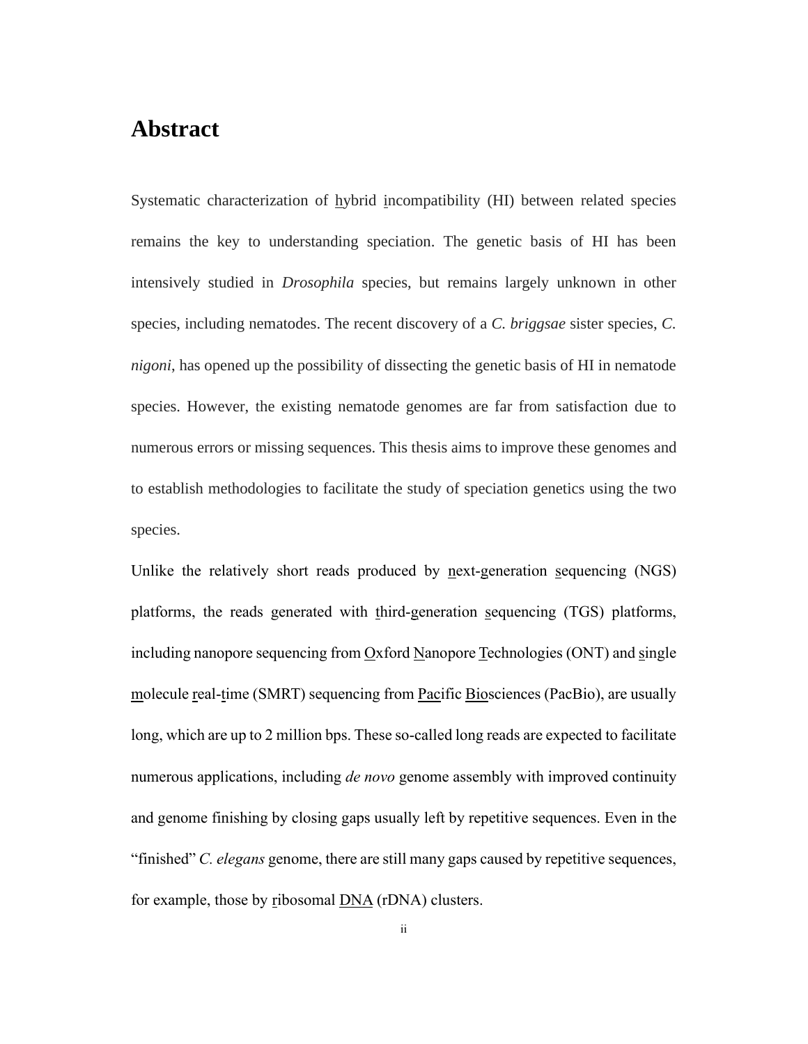# Abstract

Systematic characterization of hybrid incompatibility (HI) between related species remains the key to understanding speciation. The genetic basis of HI has been intensively studied in *Drosophila* species, but remains largely unknown in other species, including nematodes. The recent discovery of a *C. briggsae* sister species, *C. nigoni*, has opened up the possibility of dissecting the genetic basis of HI in nematode species. However, the existing nematode genomes are far from satisfaction due to numerous errors or missing sequences. This thesis aims to improve these genomes and to establish methodologies to facilitate the study of speciation genetics using the two species.

Unlike the relatively short reads produced by next-generation sequencing (NGS) platforms, the reads generated with third-generation sequencing (TGS) platforms, including nanopore sequencing from Oxford Nanopore Technologies (ONT) and single molecule real-time (SMRT) sequencing from Pacific Biosciences (PacBio), are usually long, which are up to 2 million bps. These so-called long reads are expected to facilitate numerous applications, including *de novo* genome assembly with improved continuity and genome finishing by closing gaps usually left by repetitive sequences. Even in the "finished" *C. elegans* genome, there are still many gaps caused by repetitive sequences, for example, those by ribosomal DNA (rDNA) clusters.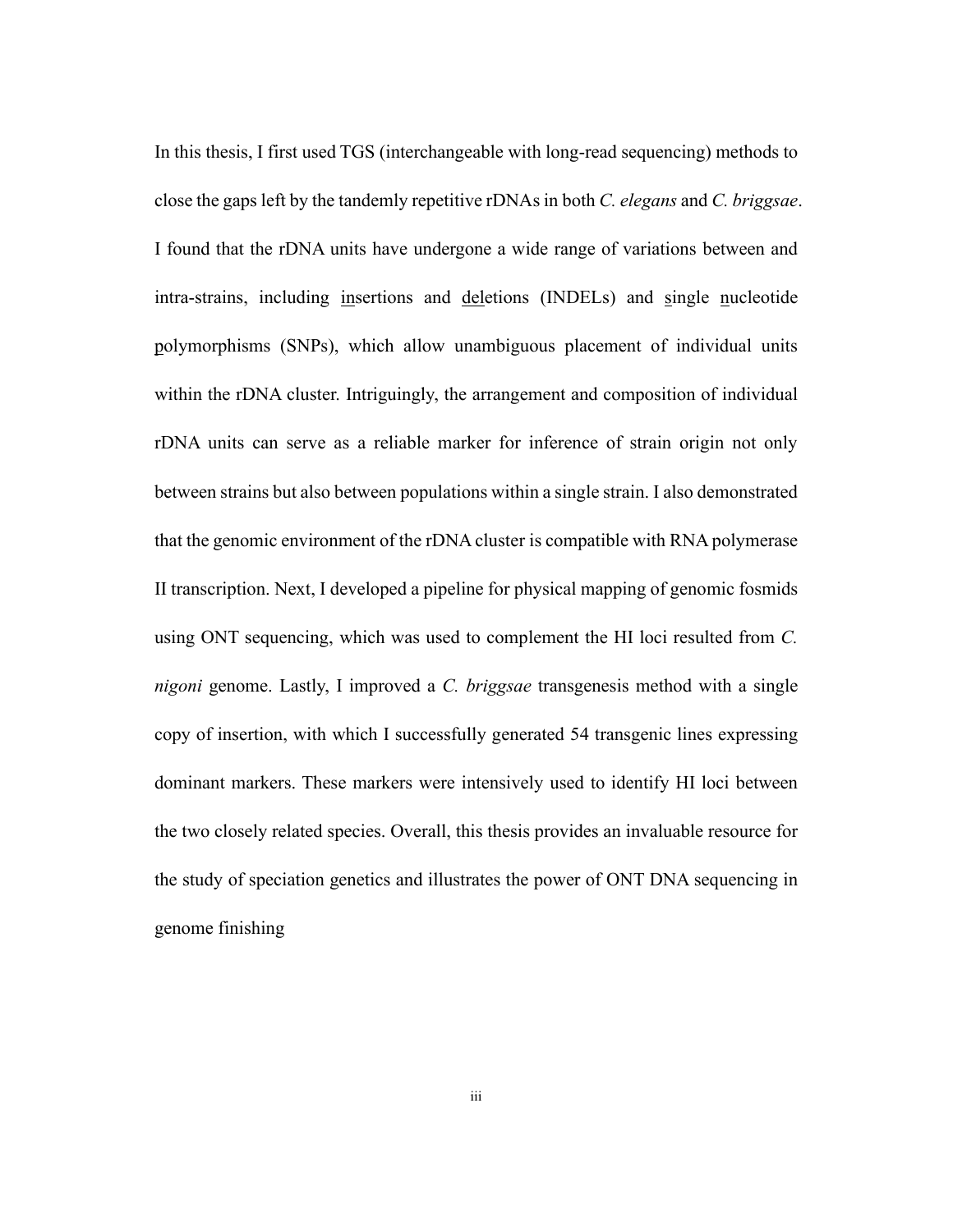In this thesis, I first used TGS (interchangeable with long-read sequencing) methods to close the gaps left by the tandemly repetitive rDNAs in both *C. elegans* and *C. briggsae*. I found that the rDNA units have undergone a wide range of variations between and intra-strains, including <u>in</u>sertions and <u>del</u>etions (INDELs) and <u>s</u>ingle <u>n</u>ucleotide <u>p</u>olymorphisms (SNPs), which allow unambiguous placement of individual units within the rDNA cluster. Intriguingly, the arrangement and composition of individual rDNA units can serve as a reliable marker for inference of strain origin not only between strains but also between populations within a single strain. I also demonstrated that the genomic environment of the rDNA cluster is compatible with RNA polymerase II transcription. Next, I developed a pipeline for physical mapping of genomic fosmids using ONT sequencing, which was used to complement the HI loci resulted from *C. nigoni* genome. Lastly, I improved a *C. briggsae* transgenesis method with a single copy of insertion, with which I successfully generated 54 transgenic lines expressing dominant markers. These markers were intensively used to identify HI loci between the two closely related species. Overall, this thesis provides an invaluable resource for the study of speciation genetics and illustrates the power of ONT DNA sequencing in genome finishing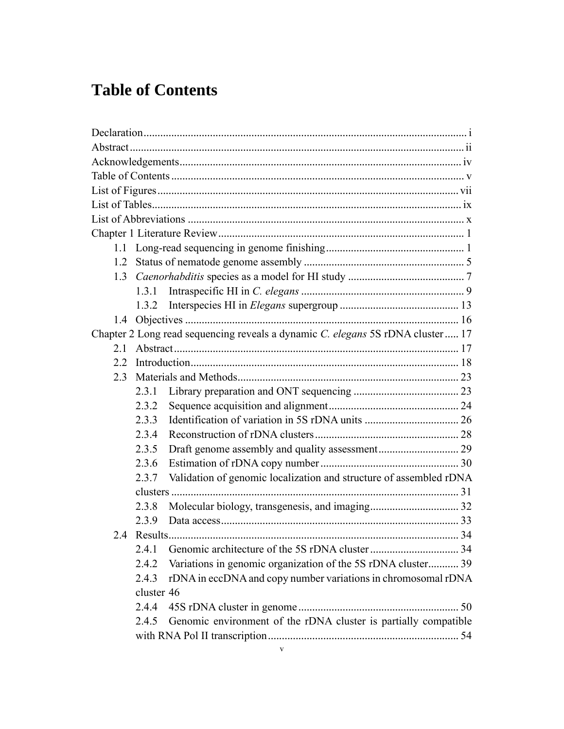# Table of Contents

Declaration ..... i
Abstract ..... ii
Acknowledgements ..... iv
Table of Contents ..... v
List of Figures ..... vii
List of Tables ..... ix
List of Abbreviations ..... x
Chapter 1 Literature Review ..... 1
- 1.1 Long-read sequencing in genome finishing ..... 1
- 1.2 Status of nematode genome assembly ..... 5
- 1.3 *Caenorhabditis* species as a model for HI study ..... 7
  - 1.3.1 Intraspecific HI in *C. elegans* ..... 9
  - 1.3.2 Interspecies HI in *Elegans* supergroup ..... 13
- 1.4 Objectives ..... 16

Chapter 2 Long read sequencing reveals a dynamic *C. elegans* 5S rDNA cluster ..... 17
- 2.1 Abstract ..... 17
- 2.2 Introduction ..... 18
- 2.3 Materials and Methods ..... 23
  - 2.3.1 Library preparation and ONT sequencing ..... 23
  - 2.3.2 Sequence acquisition and alignment ..... 24
  - 2.3.3 Identification of variation in 5S rDNA units ..... 26
  - 2.3.4 Reconstruction of rDNA clusters ..... 28
  - 2.3.5 Draft genome assembly and quality assessment ..... 29
  - 2.3.6 Estimation of rDNA copy number ..... 30
  - 2.3.7 Validation of genomic localization and structure of assembled rDNA clusters ..... 31
  - 2.3.8 Molecular biology, transgenesis, and imaging ..... 32
  - 2.3.9 Data access ..... 33
- 2.4 Results ..... 34
  - 2.4.1 Genomic architecture of the 5S rDNA cluster ..... 34
  - 2.4.2 Variations in genomic organization of the 5S rDNA cluster ..... 39
  - 2.4.3 rDNA in eccDNA and copy number variations in chromosomal rDNA cluster 46
  - 2.4.4 45S rDNA cluster in genome ..... 50
  - 2.4.5 Genomic environment of the rDNA cluster is partially compatible with RNA Pol II transcription ..... 54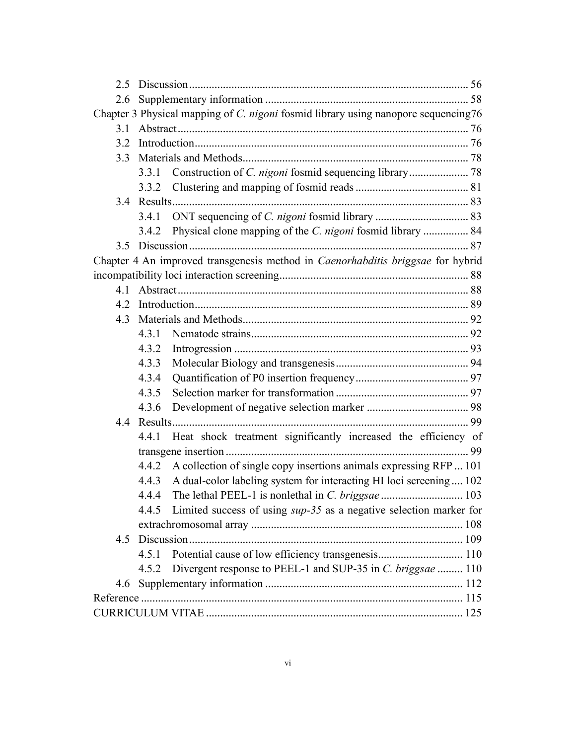2.5 Discussion .......... 56

2.6 Supplementary information .......... 58

Chapter 3 Physical mapping of *C. nigoni* fosmid library using nanopore sequencing 76

3.1 Abstract .......... 76

3.2 Introduction .......... 76

3.3 Materials and Methods .......... 78

3.3.1 Construction of *C. nigoni* fosmid sequencing library .......... 78

3.3.2 Clustering and mapping of fosmid reads .......... 81

3.4 Results .......... 83

3.4.1 ONT sequencing of *C. nigoni* fosmid library .......... 83

3.4.2 Physical clone mapping of the *C. nigoni* fosmid library .......... 84

3.5 Discussion .......... 87

Chapter 4 An improved transgenesis method in *Caenorhabditis briggsae* for hybrid incompatibility loci interaction screening .......... 88

4.1 Abstract .......... 88

4.2 Introduction .......... 89

4.3 Materials and Methods .......... 92

4.3.1 Nematode strains .......... 92

4.3.2 Introgression .......... 93

4.3.3 Molecular Biology and transgenesis .......... 94

4.3.4 Quantification of P0 insertion frequency .......... 97

4.3.5 Selection marker for transformation .......... 97

4.3.6 Development of negative selection marker .......... 98

4.4 Results .......... 99

4.4.1 Heat shock treatment significantly increased the efficiency of transgene insertion .......... 99

4.4.2 A collection of single copy insertions animals expressing RFP .......... 101

4.4.3 A dual-color labeling system for interacting HI loci screening .......... 102

4.4.4 The lethal PEEL-1 is nonlethal in *C. briggsae* .......... 103

4.4.5 Limited success of using *sup-35* as a negative selection marker for extrachromosomal array .......... 108

4.5 Discussion .......... 109

4.5.1 Potential cause of low efficiency transgenesis .......... 110

4.5.2 Divergent response to PEEL-1 and SUP-35 in *C. briggsae* .......... 110

4.6 Supplementary information .......... 112

Reference .......... 115

CURRICULUM VITAE .......... 125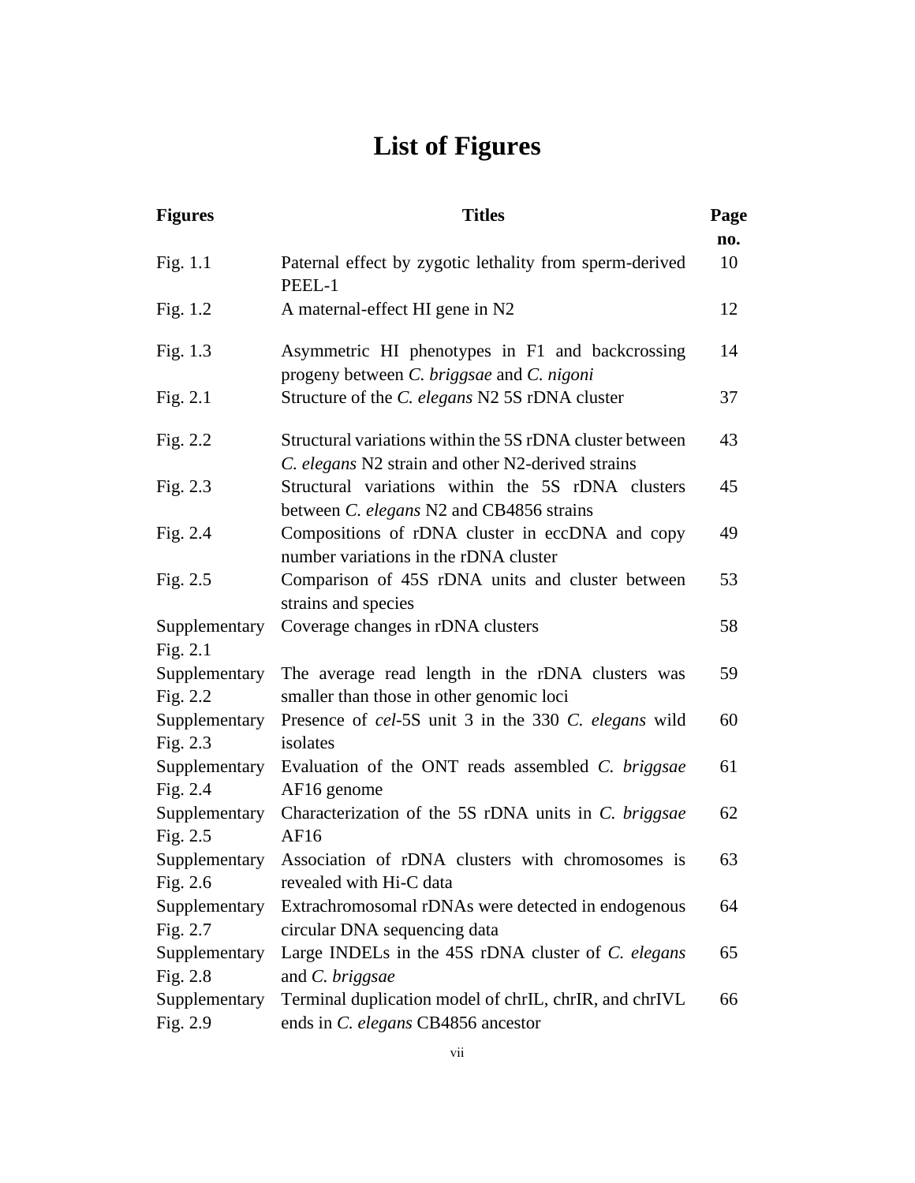# List of Figures

| Figures | Titles | Page no. |
|---|---|---|
| Fig. 1.1 | Paternal effect by zygotic lethality from sperm-derived PEEL-1 | 10 |
| Fig. 1.2 | A maternal-effect HI gene in N2 | 12 |
| Fig. 1.3 | Asymmetric HI phenotypes in F1 and backcrossing progeny between *C. briggsae* and *C. nigoni* | 14 |
| Fig. 2.1 | Structure of the *C. elegans* N2 5S rDNA cluster | 37 |
| Fig. 2.2 | Structural variations within the 5S rDNA cluster between *C. elegans* N2 strain and other N2-derived strains | 43 |
| Fig. 2.3 | Structural variations within the 5S rDNA clusters between *C. elegans* N2 and CB4856 strains | 45 |
| Fig. 2.4 | Compositions of rDNA cluster in eccDNA and copy number variations in the rDNA cluster | 49 |
| Fig. 2.5 | Comparison of 45S rDNA units and cluster between strains and species | 53 |
| Supplementary Fig. 2.1 | Coverage changes in rDNA clusters | 58 |
| Supplementary Fig. 2.2 | The average read length in the rDNA clusters was smaller than those in other genomic loci | 59 |
| Supplementary Fig. 2.3 | Presence of *cel*-5S unit 3 in the 330 *C. elegans* wild isolates | 60 |
| Supplementary Fig. 2.4 | Evaluation of the ONT reads assembled *C. briggsae* AF16 genome | 61 |
| Supplementary Fig. 2.5 | Characterization of the 5S rDNA units in *C. briggsae* AF16 | 62 |
| Supplementary Fig. 2.6 | Association of rDNA clusters with chromosomes is revealed with Hi-C data | 63 |
| Supplementary Fig. 2.7 | Extrachromosomal rDNAs were detected in endogenous circular DNA sequencing data | 64 |
| Supplementary Fig. 2.8 | Large INDELs in the 45S rDNA cluster of *C. elegans* and *C. briggsae* | 65 |
| Supplementary Fig. 2.9 | Terminal duplication model of chrIL, chrIR, and chrIVL ends in *C. elegans* CB4856 ancestor | 66 |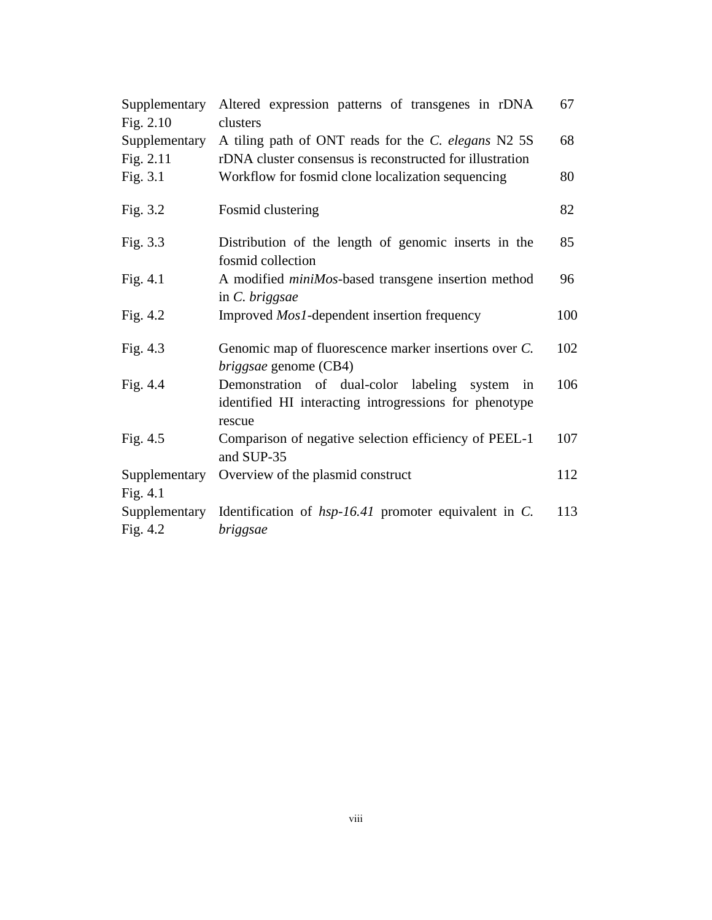| | | |
|---|---|---|
| Supplementary Fig. 2.10 | Altered expression patterns of transgenes in rDNA clusters | 67 |
| Supplementary Fig. 2.11 | A tiling path of ONT reads for the *C. elegans* N2 5S rDNA cluster consensus is reconstructed for illustration | 68 |
| Fig. 3.1 | Workflow for fosmid clone localization sequencing | 80 |
| Fig. 3.2 | Fosmid clustering | 82 |
| Fig. 3.3 | Distribution of the length of genomic inserts in the fosmid collection | 85 |
| Fig. 4.1 | A modified *miniMos*-based transgene insertion method in *C. briggsae* | 96 |
| Fig. 4.2 | Improved *Mos1*-dependent insertion frequency | 100 |
| Fig. 4.3 | Genomic map of fluorescence marker insertions over *C. briggsae* genome (CB4) | 102 |
| Fig. 4.4 | Demonstration of dual-color labeling system in identified HI interacting introgressions for phenotype rescue | 106 |
| Fig. 4.5 | Comparison of negative selection efficiency of PEEL-1 and SUP-35 | 107 |
| Supplementary Fig. 4.1 | Overview of the plasmid construct | 112 |
| Supplementary Fig. 4.2 | Identification of *hsp-16.41* promoter equivalent in *C. briggsae* | 113 |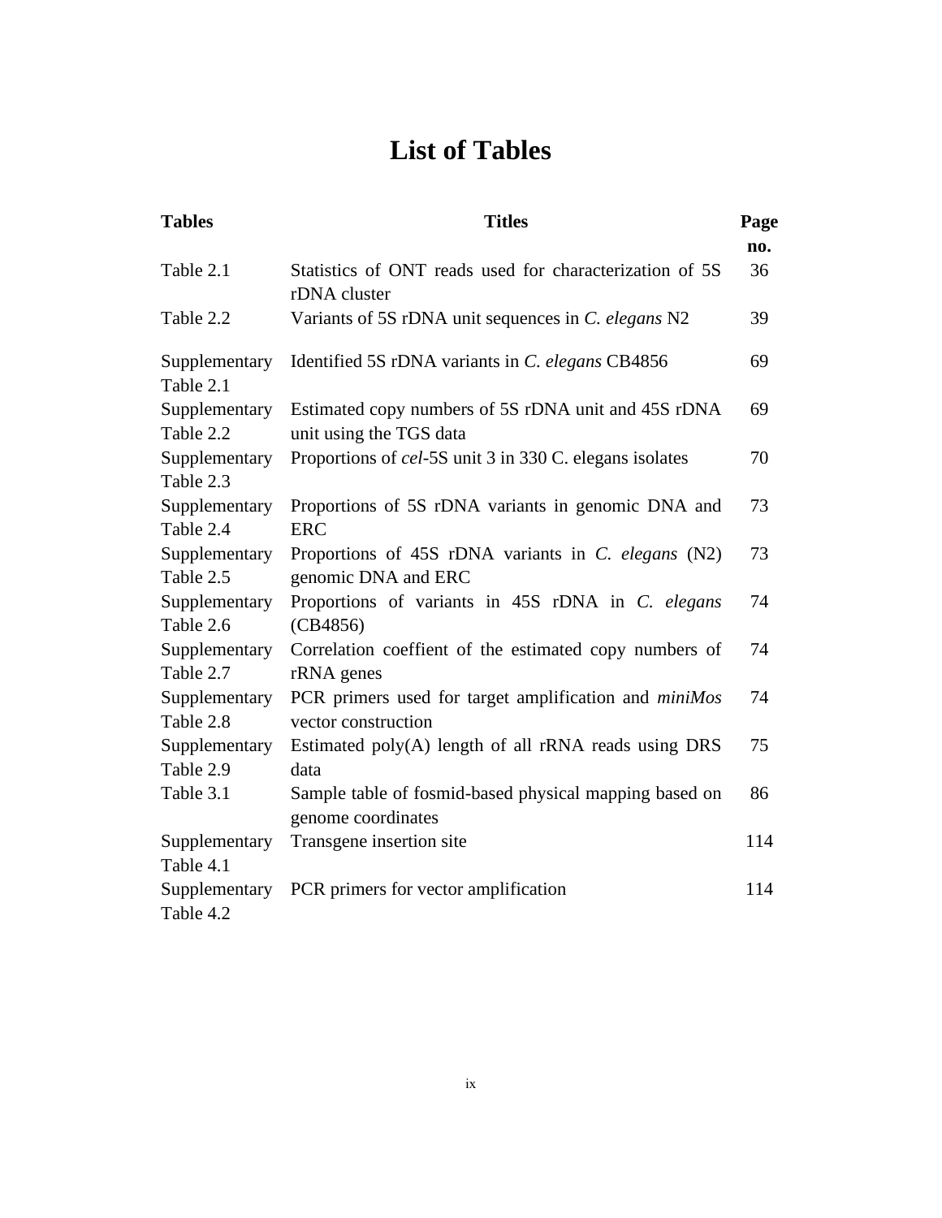# List of Tables

| Tables | Titles | Page no. |
|---|---|---|
| Table 2.1 | Statistics of ONT reads used for characterization of 5S rDNA cluster | 36 |
| Table 2.2 | Variants of 5S rDNA unit sequences in *C. elegans* N2 | 39 |
| Supplementary Table 2.1 | Identified 5S rDNA variants in *C. elegans* CB4856 | 69 |
| Supplementary Table 2.2 | Estimated copy numbers of 5S rDNA unit and 45S rDNA unit using the TGS data | 69 |
| Supplementary Table 2.3 | Proportions of *cel*-5S unit 3 in 330 C. elegans isolates | 70 |
| Supplementary Table 2.4 | Proportions of 5S rDNA variants in genomic DNA and ERC | 73 |
| Supplementary Table 2.5 | Proportions of 45S rDNA variants in *C. elegans* (N2) genomic DNA and ERC | 73 |
| Supplementary Table 2.6 | Proportions of variants in 45S rDNA in *C. elegans* (CB4856) | 74 |
| Supplementary Table 2.7 | Correlation coeffient of the estimated copy numbers of rRNA genes | 74 |
| Supplementary Table 2.8 | PCR primers used for target amplification and *miniMos* vector construction | 74 |
| Supplementary Table 2.9 | Estimated poly(A) length of all rRNA reads using DRS data | 75 |
| Table 3.1 | Sample table of fosmid-based physical mapping based on genome coordinates | 86 |
| Supplementary Table 4.1 | Transgene insertion site | 114 |
| Supplementary Table 4.2 | PCR primers for vector amplification | 114 |